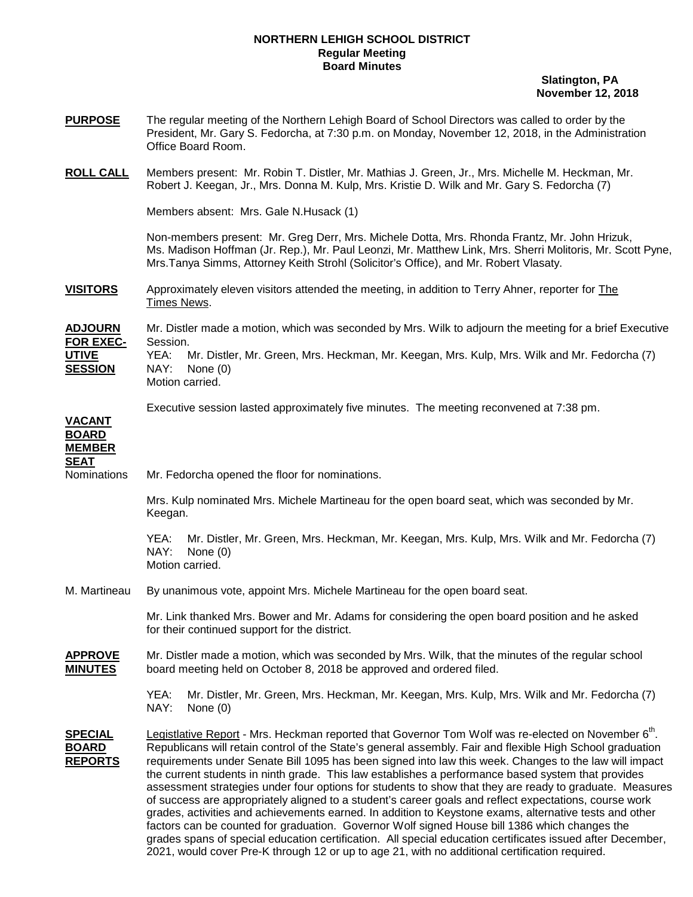**NORTHERN LEHIGH SCHOOL DISTRICT**
**Regular Meeting**
**Board Minutes**

**Slatington, PA**
**November 12, 2018**

**PURPOSE** — The regular meeting of the Northern Lehigh Board of School Directors was called to order by the President, Mr. Gary S. Fedorcha, at 7:30 p.m. on Monday, November 12, 2018, in the Administration Office Board Room.

**ROLL CALL** — Members present: Mr. Robin T. Distler, Mr. Mathias J. Green, Jr., Mrs. Michelle M. Heckman, Mr. Robert J. Keegan, Jr., Mrs. Donna M. Kulp, Mrs. Kristie D. Wilk and Mr. Gary S. Fedorcha (7)

Members absent: Mrs. Gale N.Husack (1)

Non-members present: Mr. Greg Derr, Mrs. Michele Dotta, Mrs. Rhonda Frantz, Mr. John Hrizuk, Ms. Madison Hoffman (Jr. Rep.), Mr. Paul Leonzi, Mr. Matthew Link, Mrs. Sherri Molitoris, Mr. Scott Pyne, Mrs.Tanya Simms, Attorney Keith Strohl (Solicitor's Office), and Mr. Robert Vlasaty.

**VISITORS** — Approximately eleven visitors attended the meeting, in addition to Terry Ahner, reporter for The Times News.

**ADJOURN FOR EXECUTIVE SESSION** — Mr. Distler made a motion, which was seconded by Mrs. Wilk to adjourn the meeting for a brief Executive Session.

YEA: Mr. Distler, Mr. Green, Mrs. Heckman, Mr. Keegan, Mrs. Kulp, Mrs. Wilk and Mr. Fedorcha (7)
NAY: None (0)
Motion carried.

Executive session lasted approximately five minutes. The meeting reconvened at 7:38 pm.

**VACANT BOARD MEMBER SEAT**

Nominations — Mr. Fedorcha opened the floor for nominations.

Mrs. Kulp nominated Mrs. Michele Martineau for the open board seat, which was seconded by Mr. Keegan.

YEA: Mr. Distler, Mr. Green, Mrs. Heckman, Mr. Keegan, Mrs. Kulp, Mrs. Wilk and Mr. Fedorcha (7)
NAY: None (0)
Motion carried.

M. Martineau — By unanimous vote, appoint Mrs. Michele Martineau for the open board seat.

Mr. Link thanked Mrs. Bower and Mr. Adams for considering the open board position and he asked for their continued support for the district.

**APPROVE MINUTES** — Mr. Distler made a motion, which was seconded by Mrs. Wilk, that the minutes of the regular school board meeting held on October 8, 2018 be approved and ordered filed.

YEA: Mr. Distler, Mr. Green, Mrs. Heckman, Mr. Keegan, Mrs. Kulp, Mrs. Wilk and Mr. Fedorcha (7)
NAY: None (0)

**SPECIAL BOARD REPORTS** — Legistlative Report - Mrs. Heckman reported that Governor Tom Wolf was re-elected on November 6th. Republicans will retain control of the State's general assembly. Fair and flexible High School graduation requirements under Senate Bill 1095 has been signed into law this week. Changes to the law will impact the current students in ninth grade. This law establishes a performance based system that provides assessment strategies under four options for students to show that they are ready to graduate. Measures of success are appropriately aligned to a student's career goals and reflect expectations, course work grades, activities and achievements earned. In addition to Keystone exams, alternative tests and other factors can be counted for graduation. Governor Wolf signed House bill 1386 which changes the grades spans of special education certification. All special education certificates issued after December, 2021, would cover Pre-K through 12 or up to age 21, with no additional certification required.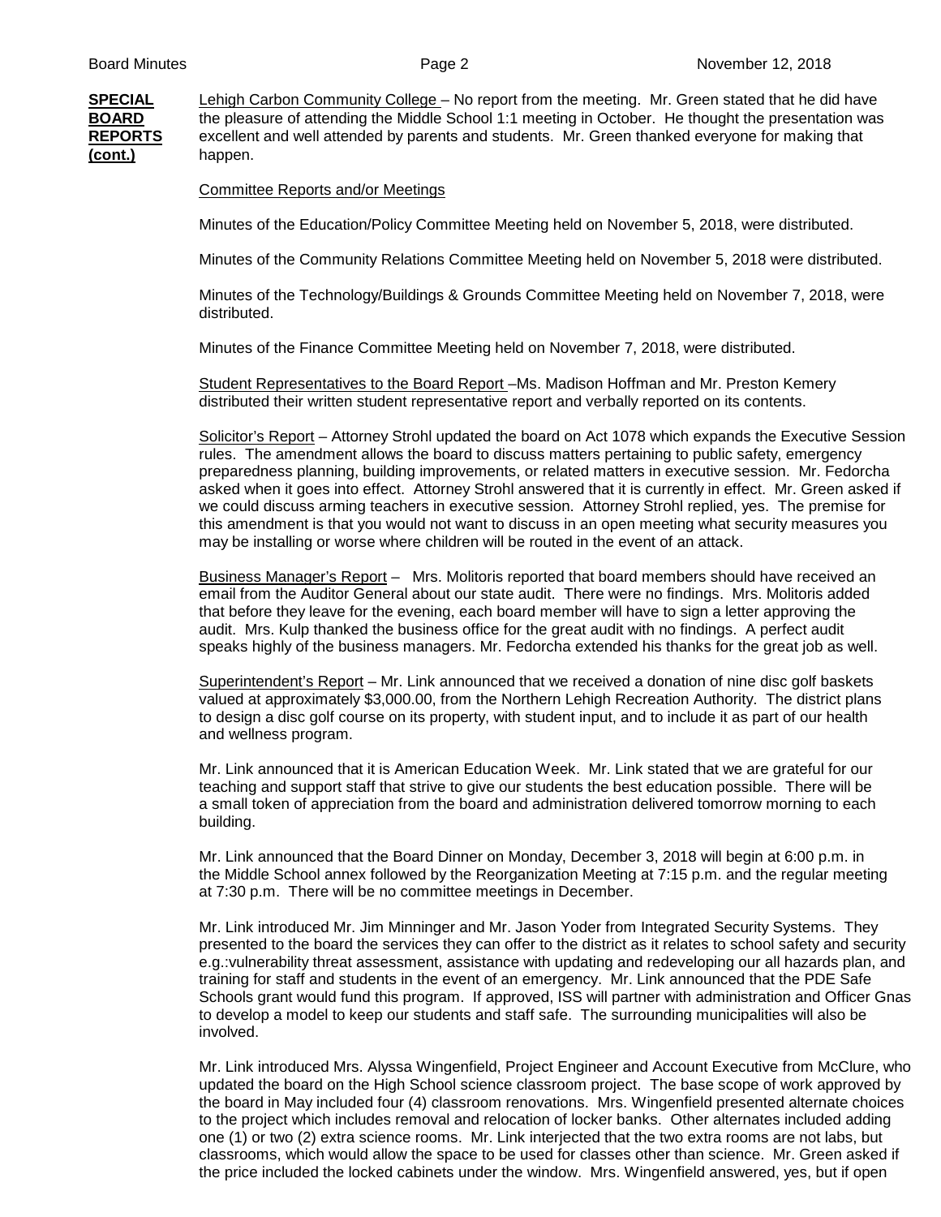**SPECIAL BOARD REPORTS (cont.)**

Lehigh Carbon Community College – No report from the meeting. Mr. Green stated that he did have the pleasure of attending the Middle School 1:1 meeting in October. He thought the presentation was excellent and well attended by parents and students. Mr. Green thanked everyone for making that happen.

Committee Reports and/or Meetings

Minutes of the Education/Policy Committee Meeting held on November 5, 2018, were distributed.

Minutes of the Community Relations Committee Meeting held on November 5, 2018 were distributed.

Minutes of the Technology/Buildings & Grounds Committee Meeting held on November 7, 2018, were distributed.

Minutes of the Finance Committee Meeting held on November 7, 2018, were distributed.

Student Representatives to the Board Report –Ms. Madison Hoffman and Mr. Preston Kemery distributed their written student representative report and verbally reported on its contents.

Solicitor's Report – Attorney Strohl updated the board on Act 1078 which expands the Executive Session rules. The amendment allows the board to discuss matters pertaining to public safety, emergency preparedness planning, building improvements, or related matters in executive session. Mr. Fedorcha asked when it goes into effect. Attorney Strohl answered that it is currently in effect. Mr. Green asked if we could discuss arming teachers in executive session. Attorney Strohl replied, yes. The premise for this amendment is that you would not want to discuss in an open meeting what security measures you may be installing or worse where children will be routed in the event of an attack.

Business Manager's Report – Mrs. Molitoris reported that board members should have received an email from the Auditor General about our state audit. There were no findings. Mrs. Molitoris added that before they leave for the evening, each board member will have to sign a letter approving the audit. Mrs. Kulp thanked the business office for the great audit with no findings. A perfect audit speaks highly of the business managers. Mr. Fedorcha extended his thanks for the great job as well.

Superintendent's Report – Mr. Link announced that we received a donation of nine disc golf baskets valued at approximately $3,000.00, from the Northern Lehigh Recreation Authority. The district plans to design a disc golf course on its property, with student input, and to include it as part of our health and wellness program.

Mr. Link announced that it is American Education Week. Mr. Link stated that we are grateful for our teaching and support staff that strive to give our students the best education possible. There will be a small token of appreciation from the board and administration delivered tomorrow morning to each building.

Mr. Link announced that the Board Dinner on Monday, December 3, 2018 will begin at 6:00 p.m. in the Middle School annex followed by the Reorganization Meeting at 7:15 p.m. and the regular meeting at 7:30 p.m. There will be no committee meetings in December.

Mr. Link introduced Mr. Jim Minninger and Mr. Jason Yoder from Integrated Security Systems. They presented to the board the services they can offer to the district as it relates to school safety and security e.g.:vulnerability threat assessment, assistance with updating and redeveloping our all hazards plan, and training for staff and students in the event of an emergency. Mr. Link announced that the PDE Safe Schools grant would fund this program. If approved, ISS will partner with administration and Officer Gnas to develop a model to keep our students and staff safe. The surrounding municipalities will also be involved.

Mr. Link introduced Mrs. Alyssa Wingenfield, Project Engineer and Account Executive from McClure, who updated the board on the High School science classroom project. The base scope of work approved by the board in May included four (4) classroom renovations. Mrs. Wingenfield presented alternate choices to the project which includes removal and relocation of locker banks. Other alternates included adding one (1) or two (2) extra science rooms. Mr. Link interjected that the two extra rooms are not labs, but classrooms, which would allow the space to be used for classes other than science. Mr. Green asked if the price included the locked cabinets under the window. Mrs. Wingenfield answered, yes, but if open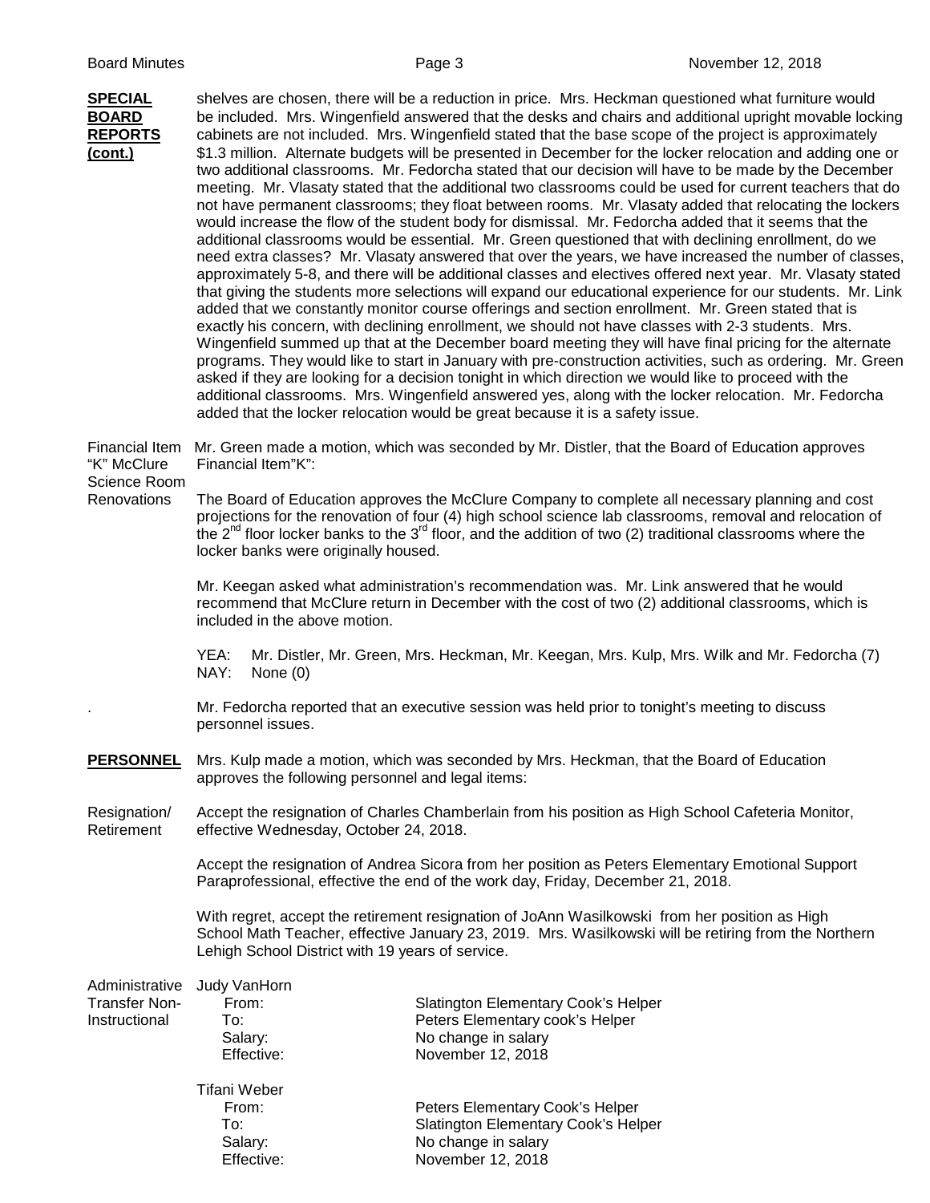**SPECIAL BOARD REPORTS (cont.)**

shelves are chosen, there will be a reduction in price. Mrs. Heckman questioned what furniture would be included. Mrs. Wingenfield answered that the desks and chairs and additional upright movable locking cabinets are not included. Mrs. Wingenfield stated that the base scope of the project is approximately $1.3 million. Alternate budgets will be presented in December for the locker relocation and adding one or two additional classrooms. Mr. Fedorcha stated that our decision will have to be made by the December meeting. Mr. Vlasaty stated that the additional two classrooms could be used for current teachers that do not have permanent classrooms; they float between rooms. Mr. Vlasaty added that relocating the lockers would increase the flow of the student body for dismissal. Mr. Fedorcha added that it seems that the additional classrooms would be essential. Mr. Green questioned that with declining enrollment, do we need extra classes? Mr. Vlasaty answered that over the years, we have increased the number of classes, approximately 5-8, and there will be additional classes and electives offered next year. Mr. Vlasaty stated that giving the students more selections will expand our educational experience for our students. Mr. Link added that we constantly monitor course offerings and section enrollment. Mr. Green stated that is exactly his concern, with declining enrollment, we should not have classes with 2-3 students. Mrs. Wingenfield summed up that at the December board meeting they will have final pricing for the alternate programs. They would like to start in January with pre-construction activities, such as ordering. Mr. Green asked if they are looking for a decision tonight in which direction we would like to proceed with the additional classrooms. Mrs. Wingenfield answered yes, along with the locker relocation. Mr. Fedorcha added that the locker relocation would be great because it is a safety issue.

Financial Item "K" McClure Science Room Renovations

Mr. Green made a motion, which was seconded by Mr. Distler, that the Board of Education approves Financial Item"K":

The Board of Education approves the McClure Company to complete all necessary planning and cost projections for the renovation of four (4) high school science lab classrooms, removal and relocation of the 2nd floor locker banks to the 3rd floor, and the addition of two (2) traditional classrooms where the locker banks were originally housed.

Mr. Keegan asked what administration's recommendation was. Mr. Link answered that he would recommend that McClure return in December with the cost of two (2) additional classrooms, which is included in the above motion.

YEA: Mr. Distler, Mr. Green, Mrs. Heckman, Mr. Keegan, Mrs. Kulp, Mrs. Wilk and Mr. Fedorcha (7)
NAY: None (0)

Mr. Fedorcha reported that an executive session was held prior to tonight's meeting to discuss personnel issues.

**PERSONNEL**

Mrs. Kulp made a motion, which was seconded by Mrs. Heckman, that the Board of Education approves the following personnel and legal items:

Resignation/ Retirement

Accept the resignation of Charles Chamberlain from his position as High School Cafeteria Monitor, effective Wednesday, October 24, 2018.

Accept the resignation of Andrea Sicora from her position as Peters Elementary Emotional Support Paraprofessional, effective the end of the work day, Friday, December 21, 2018.

With regret, accept the retirement resignation of JoAnn Wasilkowski from her position as High School Math Teacher, effective January 23, 2019. Mrs. Wasilkowski will be retiring from the Northern Lehigh School District with 19 years of service.

Administrative Transfer Non-Instructional

Judy VanHorn
From: Slatington Elementary Cook's Helper
To: Peters Elementary cook's Helper
Salary: No change in salary
Effective: November 12, 2018

Tifani Weber
From: Peters Elementary Cook's Helper
To: Slatington Elementary Cook's Helper
Salary: No change in salary
Effective: November 12, 2018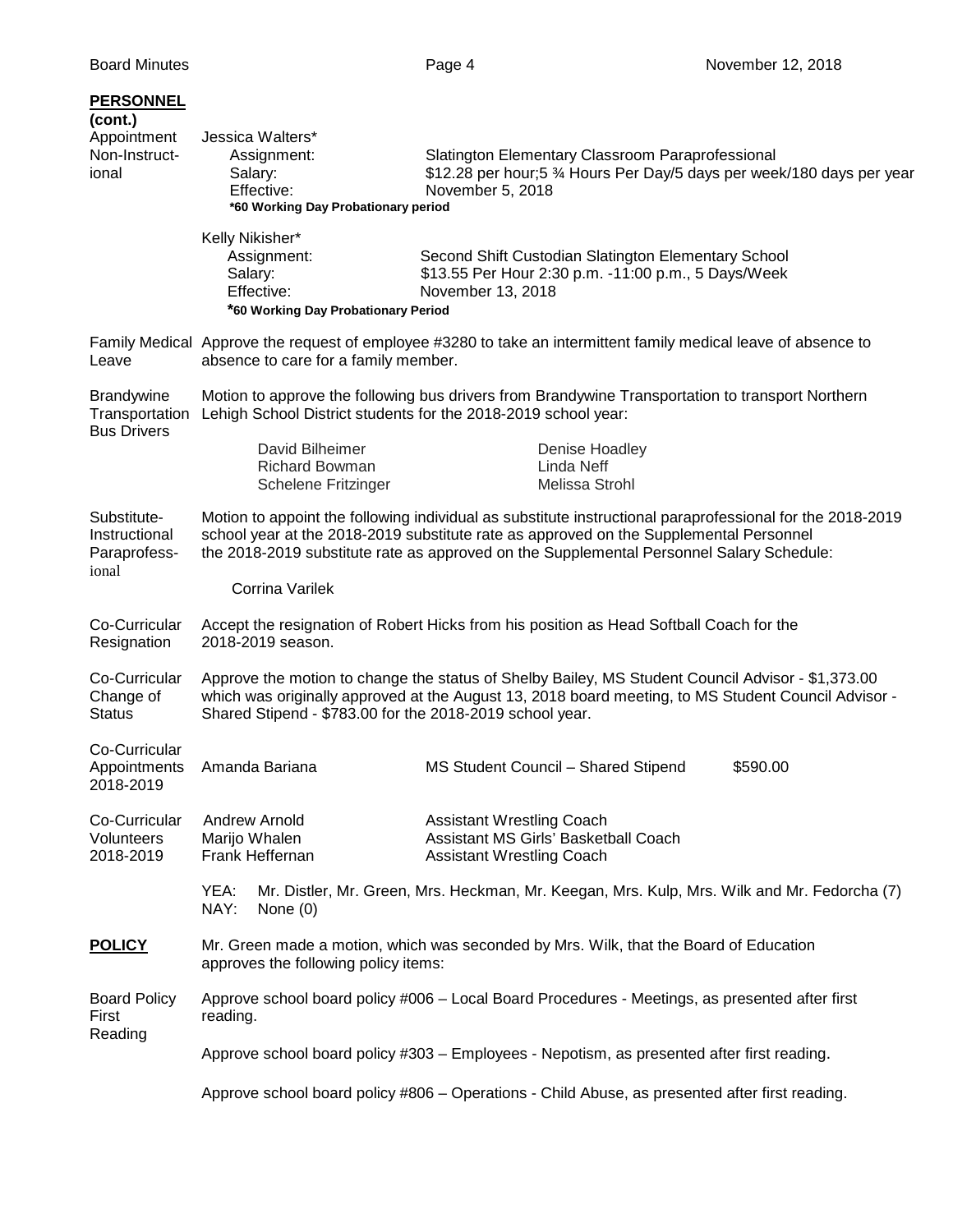**PERSONNEL (cont.)**

**Appointment Non-Instructional**

Jessica Walters*

| | |
|---|---|
| Assignment: | Slatington Elementary Classroom Paraprofessional |
| Salary: | $12.28 per hour;5 ¾ Hours Per Day/5 days per week/180 days per year |
| Effective: | November 5, 2018 |

***60 Working Day Probationary period**

Kelly Nikisher*

| | |
|---|---|
| Assignment: | Second Shift Custodian Slatington Elementary School |
| Salary: | $13.55 Per Hour 2:30 p.m. -11:00 p.m., 5 Days/Week |
| Effective: | November 13, 2018 |

***60 Working Day Probationary Period**

**Family Medical Leave**

Approve the request of employee #3280 to take an intermittent family medical leave of absence to absence to care for a family member.

**Brandywine Transportation Bus Drivers**

Motion to approve the following bus drivers from Brandywine Transportation to transport Northern Lehigh School District students for the 2018-2019 school year:

| | |
|---|---|
| David Bilheimer | Denise Hoadley |
| Richard Bowman | Linda Neff |
| Schelene Fritzinger | Melissa Strohl |

**Substitute-Instructional Paraprofessional**

Motion to appoint the following individual as substitute instructional paraprofessional for the 2018-2019 school year at the 2018-2019 substitute rate as approved on the Supplemental Personnel the 2018-2019 substitute rate as approved on the Supplemental Personnel Salary Schedule:

Corrina Varilek

**Co-Curricular Resignation**

Accept the resignation of Robert Hicks from his position as Head Softball Coach for the 2018-2019 season.

**Co-Curricular Change of Status**

Approve the motion to change the status of Shelby Bailey, MS Student Council Advisor - $1,373.00 which was originally approved at the August 13, 2018 board meeting, to MS Student Council Advisor - Shared Stipend - $783.00 for the 2018-2019 school year.

**Co-Curricular Appointments 2018-2019**

| | | |
|---|---|---|
| Amanda Bariana | MS Student Council – Shared Stipend | $590.00 |

**Co-Curricular Volunteers 2018-2019**

| | |
|---|---|
| Andrew Arnold | Assistant Wrestling Coach |
| Marijo Whalen | Assistant MS Girls' Basketball Coach |
| Frank Heffernan | Assistant Wrestling Coach |

YEA: Mr. Distler, Mr. Green, Mrs. Heckman, Mr. Keegan, Mrs. Kulp, Mrs. Wilk and Mr. Fedorcha (7)
NAY: None (0)

**POLICY**

Mr. Green made a motion, which was seconded by Mrs. Wilk, that the Board of Education approves the following policy items:

**Board Policy First Reading**

Approve school board policy #006 – Local Board Procedures - Meetings, as presented after first reading.

Approve school board policy #303 – Employees - Nepotism, as presented after first reading.

Approve school board policy #806 – Operations - Child Abuse, as presented after first reading.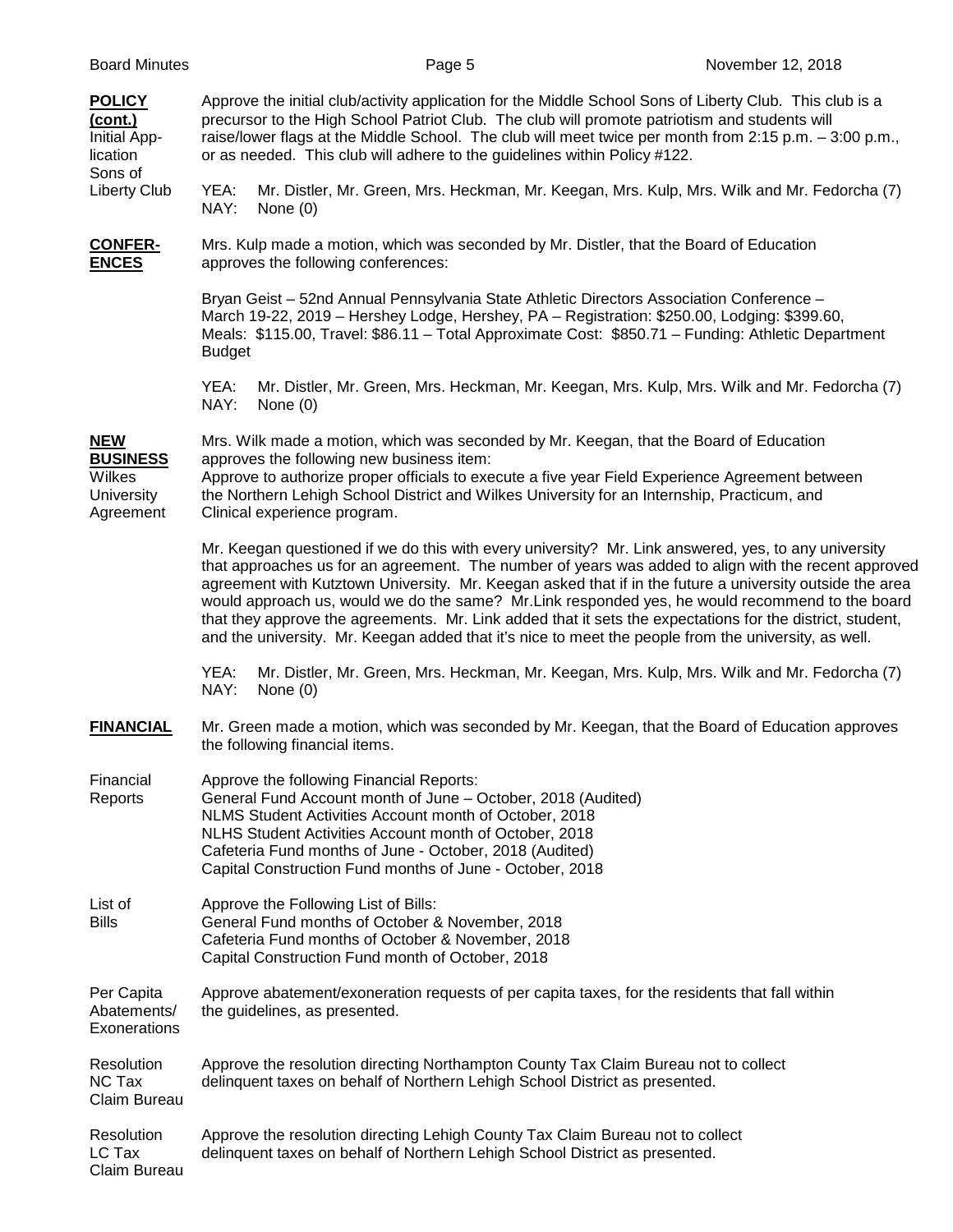**POLICY (cont.)**

Initial Application Sons of Liberty Club

Approve the initial club/activity application for the Middle School Sons of Liberty Club. This club is a precursor to the High School Patriot Club. The club will promote patriotism and students will raise/lower flags at the Middle School. The club will meet twice per month from 2:15 p.m. – 3:00 p.m., or as needed. This club will adhere to the guidelines within Policy #122.

YEA: Mr. Distler, Mr. Green, Mrs. Heckman, Mr. Keegan, Mrs. Kulp, Mrs. Wilk and Mr. Fedorcha (7)
NAY: None (0)

**CONFERENCES**

Mrs. Kulp made a motion, which was seconded by Mr. Distler, that the Board of Education approves the following conferences:

Bryan Geist – 52nd Annual Pennsylvania State Athletic Directors Association Conference – March 19-22, 2019 – Hershey Lodge, Hershey, PA – Registration: $250.00, Lodging: $399.60, Meals: $115.00, Travel: $86.11 – Total Approximate Cost: $850.71 – Funding: Athletic Department Budget

YEA: Mr. Distler, Mr. Green, Mrs. Heckman, Mr. Keegan, Mrs. Kulp, Mrs. Wilk and Mr. Fedorcha (7)
NAY: None (0)

**NEW BUSINESS**

Wilkes University Agreement

Mrs. Wilk made a motion, which was seconded by Mr. Keegan, that the Board of Education approves the following new business item:
Approve to authorize proper officials to execute a five year Field Experience Agreement between the Northern Lehigh School District and Wilkes University for an Internship, Practicum, and Clinical experience program.

Mr. Keegan questioned if we do this with every university? Mr. Link answered, yes, to any university that approaches us for an agreement. The number of years was added to align with the recent approved agreement with Kutztown University. Mr. Keegan asked that if in the future a university outside the area would approach us, would we do the same? Mr.Link responded yes, he would recommend to the board that they approve the agreements. Mr. Link added that it sets the expectations for the district, student, and the university. Mr. Keegan added that it's nice to meet the people from the university, as well.

YEA: Mr. Distler, Mr. Green, Mrs. Heckman, Mr. Keegan, Mrs. Kulp, Mrs. Wilk and Mr. Fedorcha (7)
NAY: None (0)

**FINANCIAL**

Mr. Green made a motion, which was seconded by Mr. Keegan, that the Board of Education approves the following financial items.

Financial Reports

Approve the following Financial Reports:
General Fund Account month of June – October, 2018 (Audited)
NLMS Student Activities Account month of October, 2018
NLHS Student Activities Account month of October, 2018
Cafeteria Fund months of June - October, 2018 (Audited)
Capital Construction Fund months of June - October, 2018

List of Bills

Approve the Following List of Bills:
General Fund months of October & November, 2018
Cafeteria Fund months of October & November, 2018
Capital Construction Fund month of October, 2018

Per Capita Abatements/ Exonerations

Approve abatement/exoneration requests of per capita taxes, for the residents that fall within the guidelines, as presented.

Resolution NC Tax Claim Bureau

Approve the resolution directing Northampton County Tax Claim Bureau not to collect delinquent taxes on behalf of Northern Lehigh School District as presented.

Resolution LC Tax Claim Bureau

Approve the resolution directing Lehigh County Tax Claim Bureau not to collect delinquent taxes on behalf of Northern Lehigh School District as presented.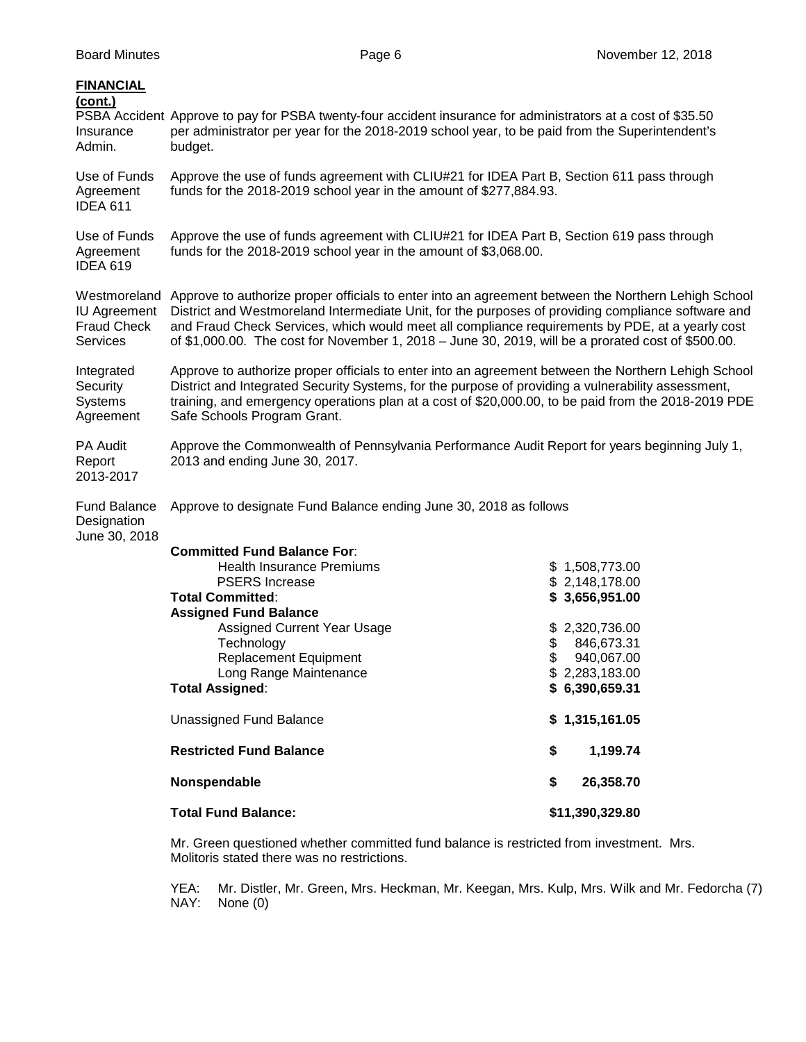**FINANCIAL (cont.)**

PSBA Accident Insurance Admin. — Approve to pay for PSBA twenty-four accident insurance for administrators at a cost of $35.50 per administrator per year for the 2018-2019 school year, to be paid from the Superintendent's budget.

Use of Funds Agreement IDEA 611 — Approve the use of funds agreement with CLIU#21 for IDEA Part B, Section 611 pass through funds for the 2018-2019 school year in the amount of $277,884.93.

Use of Funds Agreement IDEA 619 — Approve the use of funds agreement with CLIU#21 for IDEA Part B, Section 619 pass through funds for the 2018-2019 school year in the amount of $3,068.00.

Westmoreland IU Agreement Fraud Check Services — Approve to authorize proper officials to enter into an agreement between the Northern Lehigh School District and Westmoreland Intermediate Unit, for the purposes of providing compliance software and and Fraud Check Services, which would meet all compliance requirements by PDE, at a yearly cost of $1,000.00. The cost for November 1, 2018 – June 30, 2019, will be a prorated cost of $500.00.

Integrated Security Systems Agreement — Approve to authorize proper officials to enter into an agreement between the Northern Lehigh School District and Integrated Security Systems, for the purpose of providing a vulnerability assessment, training, and emergency operations plan at a cost of $20,000.00, to be paid from the 2018-2019 PDE Safe Schools Program Grant.

PA Audit Report 2013-2017 — Approve the Commonwealth of Pennsylvania Performance Audit Report for years beginning July 1, 2013 and ending June 30, 2017.

Fund Balance Designation June 30, 2018 — Approve to designate Fund Balance ending June 30, 2018 as follows

| | |
|---|---|
| **Committed Fund Balance For**: | |
| Health Insurance Premiums | $ 1,508,773.00 |
| PSERS Increase | $ 2,148,178.00 |
| **Total Committed**: | **$ 3,656,951.00** |
| **Assigned Fund Balance** | |
| Assigned Current Year Usage | $ 2,320,736.00 |
| Technology | $ 846,673.31 |
| Replacement Equipment | $ 940,067.00 |
| Long Range Maintenance | $ 2,283,183.00 |
| **Total Assigned**: | **$ 6,390,659.31** |
| Unassigned Fund Balance | **$ 1,315,161.05** |
| **Restricted Fund Balance** | **$ 1,199.74** |
| **Nonspendable** | **$ 26,358.70** |
| **Total Fund Balance:** | **$11,390,329.80** |

Mr. Green questioned whether committed fund balance is restricted from investment. Mrs. Molitoris stated there was no restrictions.

YEA: Mr. Distler, Mr. Green, Mrs. Heckman, Mr. Keegan, Mrs. Kulp, Mrs. Wilk and Mr. Fedorcha (7)
NAY: None (0)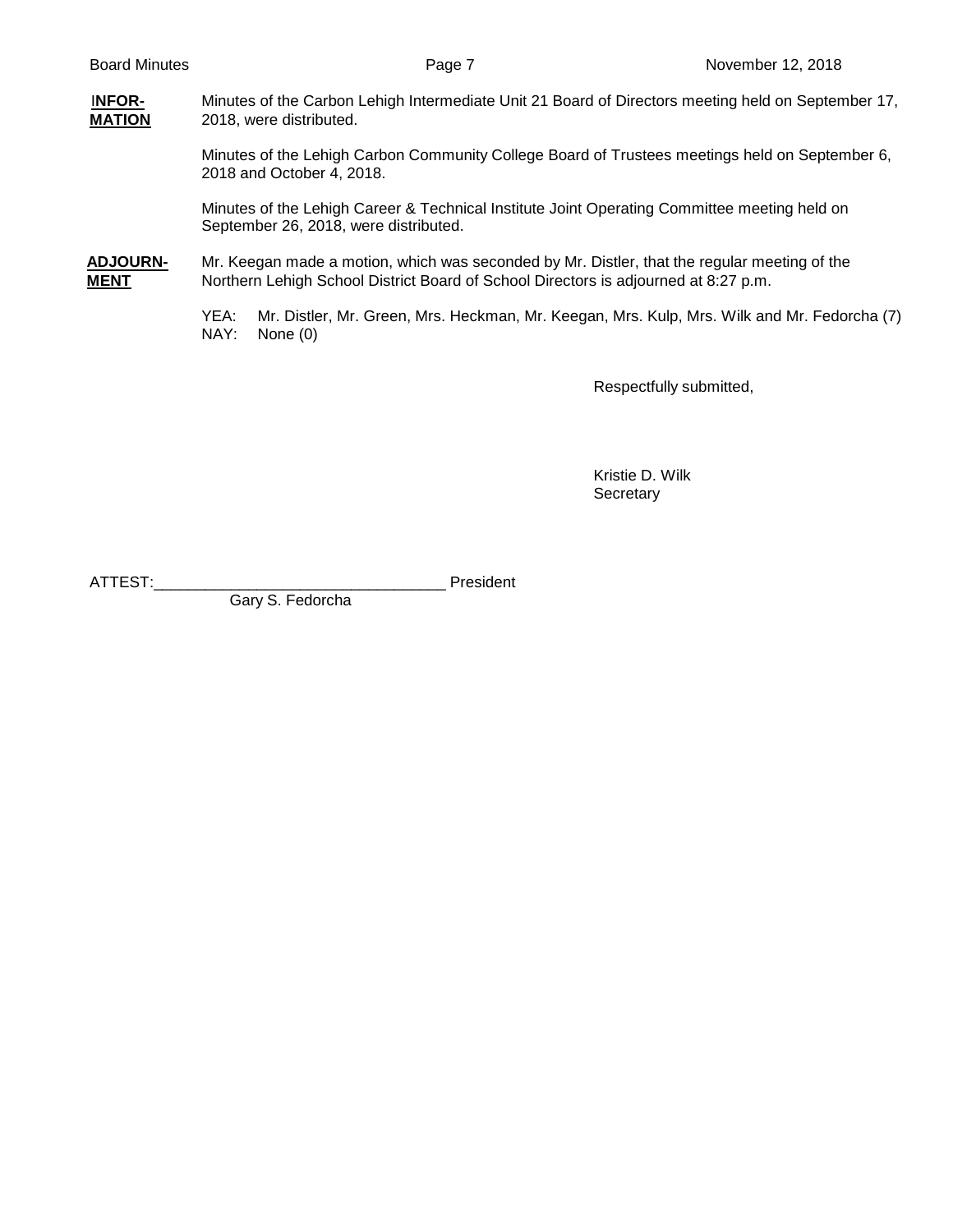**INFOR-MATION**

Minutes of the Carbon Lehigh Intermediate Unit 21 Board of Directors meeting held on September 17, 2018, were distributed.

Minutes of the Lehigh Carbon Community College Board of Trustees meetings held on September 6, 2018 and October 4, 2018.

Minutes of the Lehigh Career & Technical Institute Joint Operating Committee meeting held on September 26, 2018, were distributed.

**ADJOURN-MENT**

Mr. Keegan made a motion, which was seconded by Mr. Distler, that the regular meeting of the Northern Lehigh School District Board of School Directors is adjourned at 8:27 p.m.

YEA: Mr. Distler, Mr. Green, Mrs. Heckman, Mr. Keegan, Mrs. Kulp, Mrs. Wilk and Mr. Fedorcha (7)
NAY: None (0)

Respectfully submitted,

Kristie D. Wilk
Secretary

ATTEST:_________________________________ President
Gary S. Fedorcha